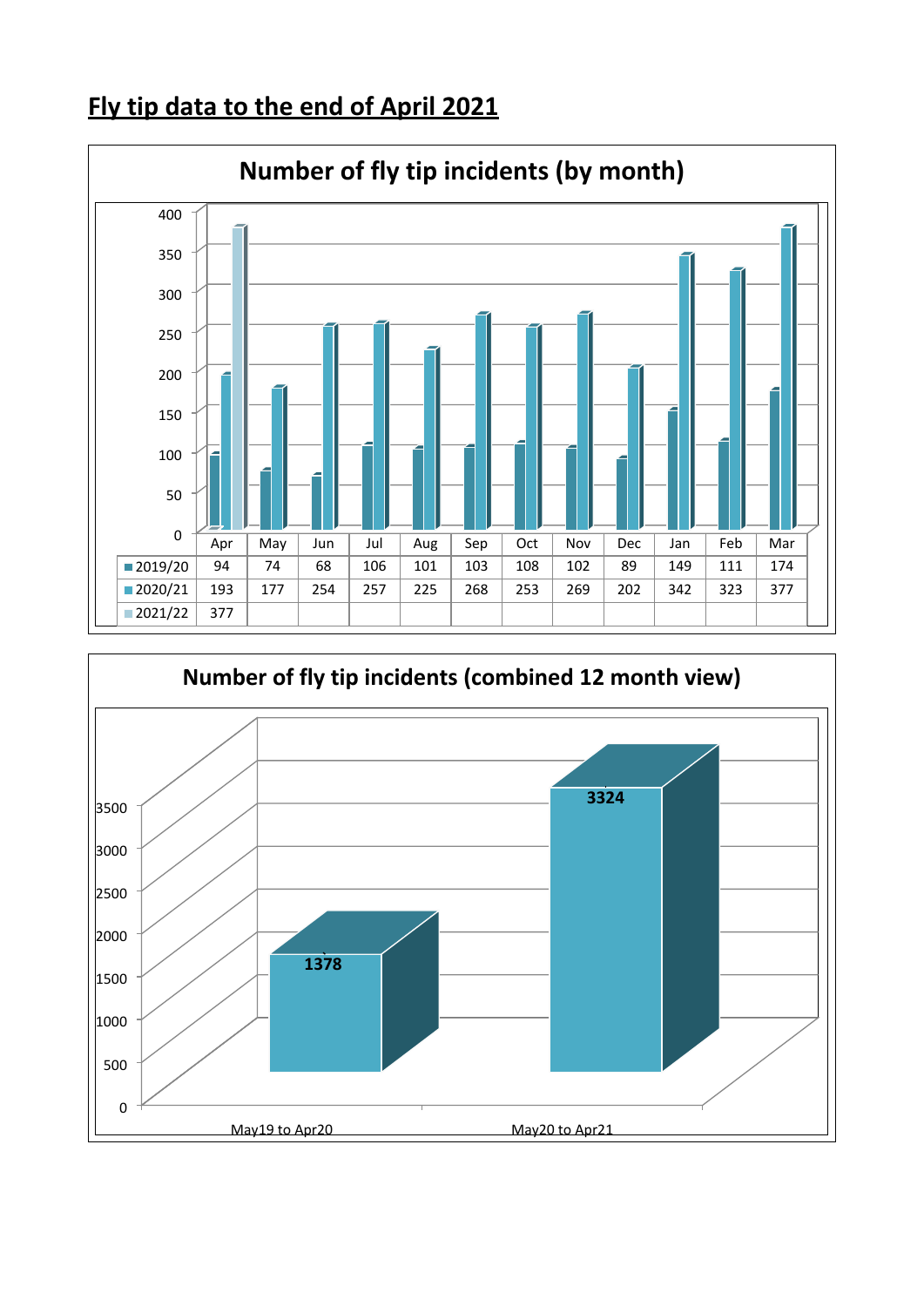# Fly tip data to the end of April 2021

## Number of fly tip incidents (by month)

| | Apr | May | Jun | Jul | Aug | Sep | Oct | Nov | Dec | Jan | Feb | Mar |
|---|---|---|---|---|---|---|---|---|---|---|---|---|
| 2019/20 | 94 | 74 | 68 | 106 | 101 | 103 | 108 | 102 | 89 | 149 | 111 | 174 |
| 2020/21 | 193 | 177 | 254 | 257 | 225 | 268 | 253 | 269 | 202 | 342 | 323 | 377 |
| 2021/22 | 377 | | | | | | | | | | | |

## Number of fly tip incidents (combined 12 month view)

| Period | Incidents |
|---|---|
| May19 to Apr20 | 1378 |
| May20 to Apr21 | 3324 |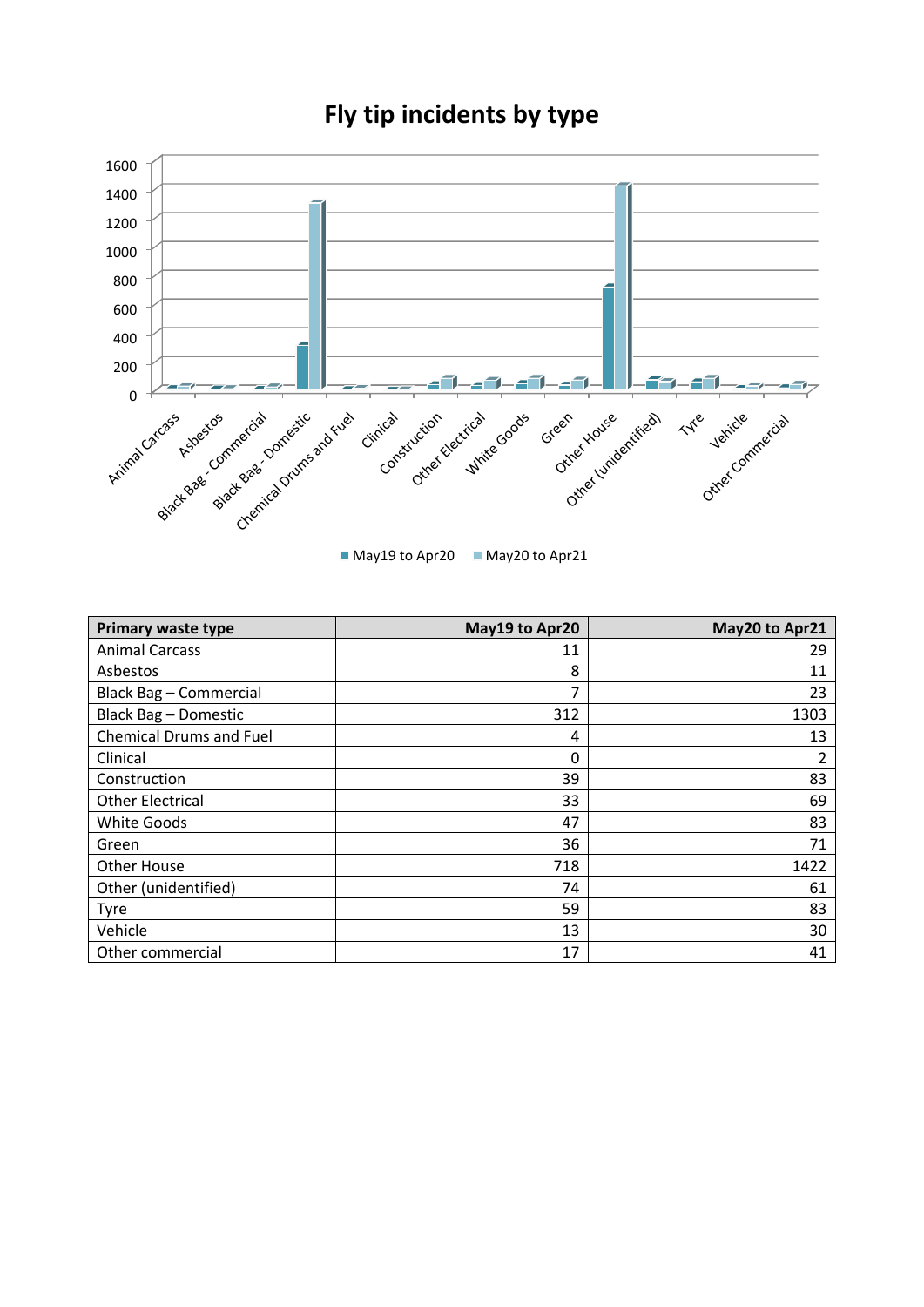# Fly tip incidents by type

| Primary waste type | May19 to Apr20 | May20 to Apr21 |
|---|---|---|
| Animal Carcass | 11 | 29 |
| Asbestos | 8 | 11 |
| Black Bag – Commercial | 7 | 23 |
| Black Bag – Domestic | 312 | 1303 |
| Chemical Drums and Fuel | 4 | 13 |
| Clinical | 0 | 2 |
| Construction | 39 | 83 |
| Other Electrical | 33 | 69 |
| White Goods | 47 | 83 |
| Green | 36 | 71 |
| Other House | 718 | 1422 |
| Other (unidentified) | 74 | 61 |
| Tyre | 59 | 83 |
| Vehicle | 13 | 30 |
| Other commercial | 17 | 41 |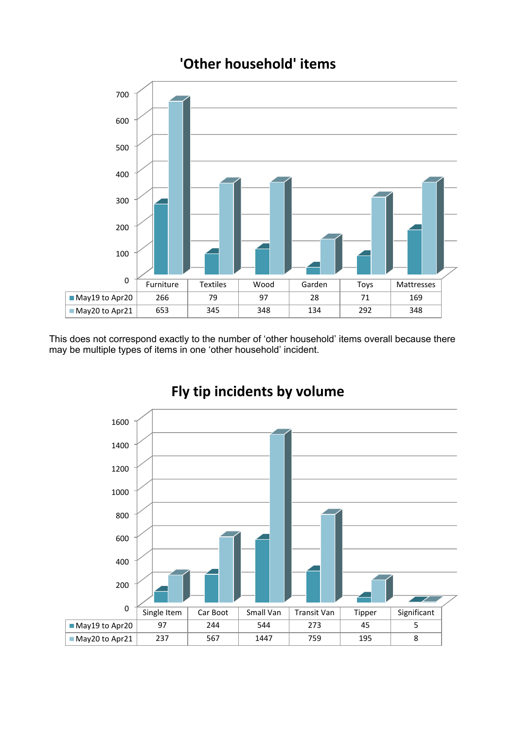## 'Other household' items

| | Furniture | Textiles | Wood | Garden | Toys | Mattresses |
|---|---|---|---|---|---|---|
| May19 to Apr20 | 266 | 79 | 97 | 28 | 71 | 169 |
| May20 to Apr21 | 653 | 345 | 348 | 134 | 292 | 348 |

This does not correspond exactly to the number of 'other household' items overall because there may be multiple types of items in one 'other household' incident.

## Fly tip incidents by volume

| | Single Item | Car Boot | Small Van | Transit Van | Tipper | Significant |
|---|---|---|---|---|---|---|
| May19 to Apr20 | 97 | 244 | 544 | 273 | 45 | 5 |
| May20 to Apr21 | 237 | 567 | 1447 | 759 | 195 | 8 |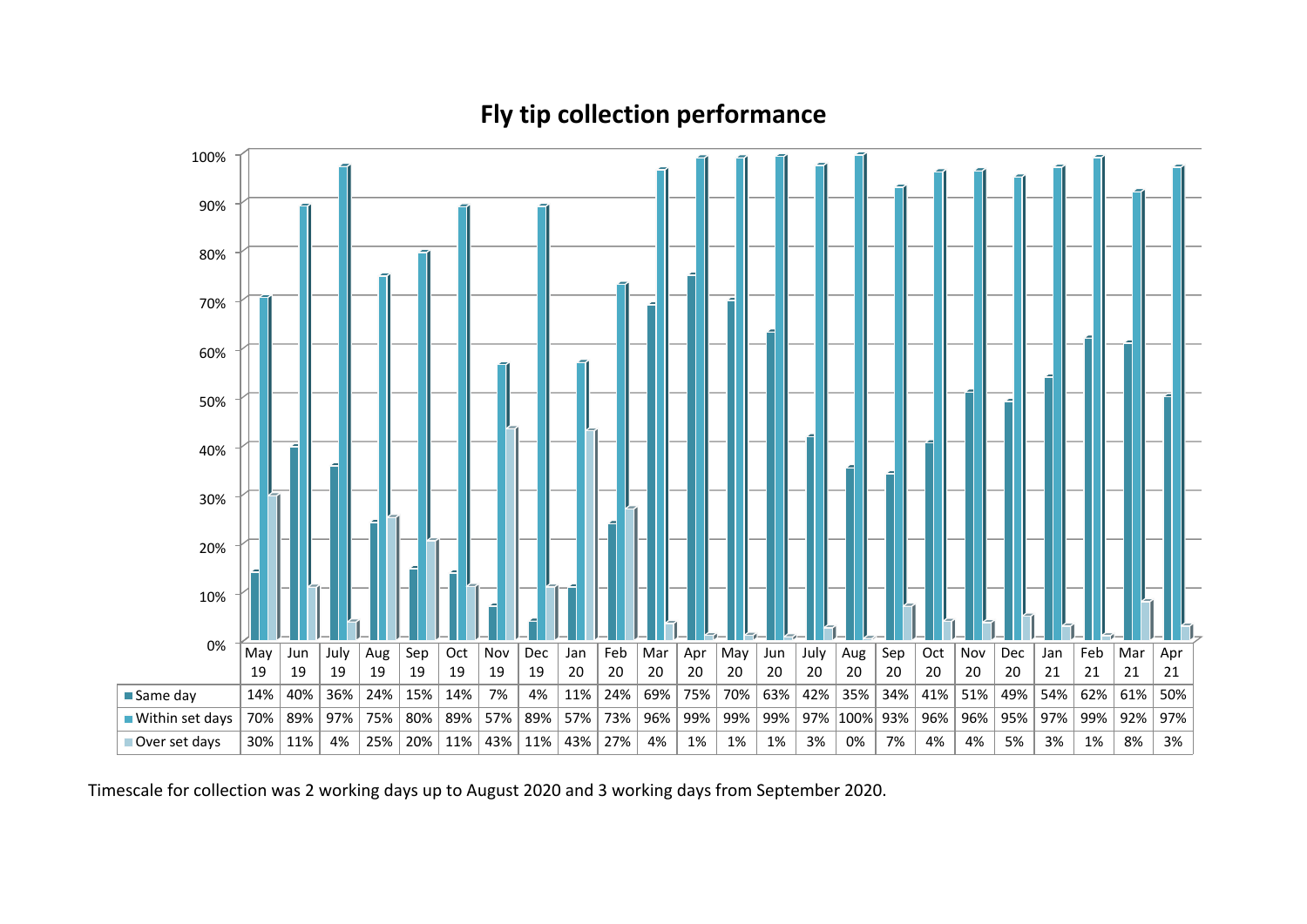**Fly tip collection performance**

100%
90%
80%
70%
60%
50%
40%
30%
20%
10%
0%

May 19, Jun 19, July 19, Aug 19, Sep 19, Oct 19, Nov 19, Dec 19, Jan 20, Feb 20, Mar 20, Apr 20, May 20, Jun 20, July 20, Aug 20, Sep 20, Oct 20, Nov 20, Dec 20, Jan 21, Feb 21, Mar 21, Apr 21

Same day: 14%, 40%, 36%, 24%, 15%, 14%, 7%, 4%, 11%, 24%, 69%, 75%, 70%, 63%, 42%, 35%, 34%, 41%, 51%, 49%, 54%, 62%, 61%, 50%

Within set days: 70%, 89%, 97%, 75%, 80%, 89%, 57%, 89%, 57%, 73%, 96%, 99%, 99%, 99%, 97%, 100%, 93%, 96%, 96%, 95%, 97%, 99%, 92%, 97%

Over set days: 30%, 11%, 4%, 25%, 20%, 11%, 43%, 11%, 43%, 27%, 4%, 1%, 1%, 1%, 3%, 0%, 7%, 4%, 4%, 5%, 3%, 1%, 8%, 3%

Timescale for collection was 2 working days up to August 2020 and 3 working days from September 2020.